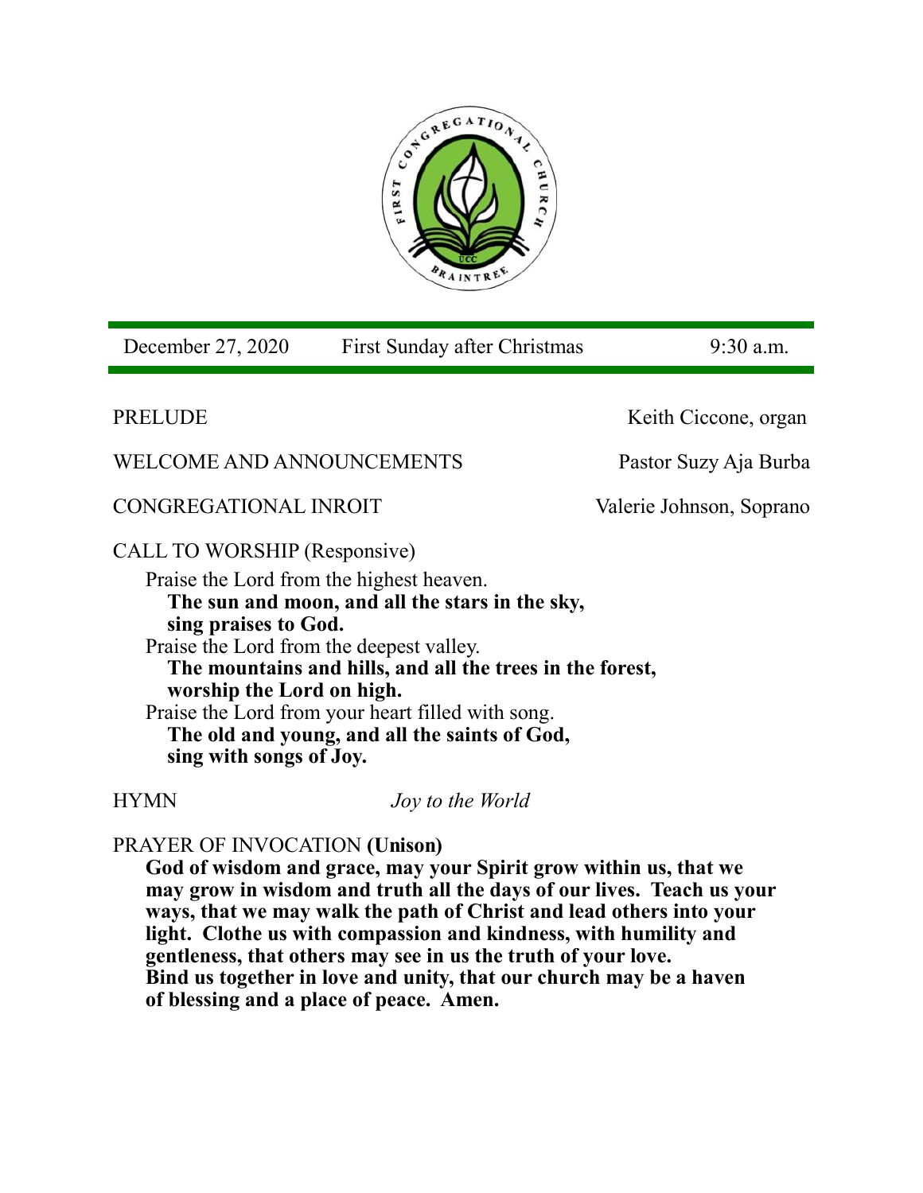December 27, 2020 | First Sunday after Christmas | 9:30 a.m.

PRELUDE — Keith Ciccone, organ

WELCOME AND ANNOUNCEMENTS — Pastor Suzy Aja Burba

CONGREGATIONAL INROIT — Valerie Johnson, Soprano

CALL TO WORSHIP (Responsive)

Praise the Lord from the highest heaven.
**The sun and moon, and all the stars in the sky, sing praises to God.**
Praise the Lord from the deepest valley.
**The mountains and hills, and all the trees in the forest, worship the Lord on high.**
Praise the Lord from your heart filled with song.
**The old and young, and all the saints of God, sing with songs of Joy.**

HYMN *Joy to the World*

PRAYER OF INVOCATION **(Unison)**

**God of wisdom and grace, may your Spirit grow within us, that we may grow in wisdom and truth all the days of our lives. Teach us your ways, that we may walk the path of Christ and lead others into your light. Clothe us with compassion and kindness, with humility and gentleness, that others may see in us the truth of your love. Bind us together in love and unity, that our church may be a haven of blessing and a place of peace. Amen.**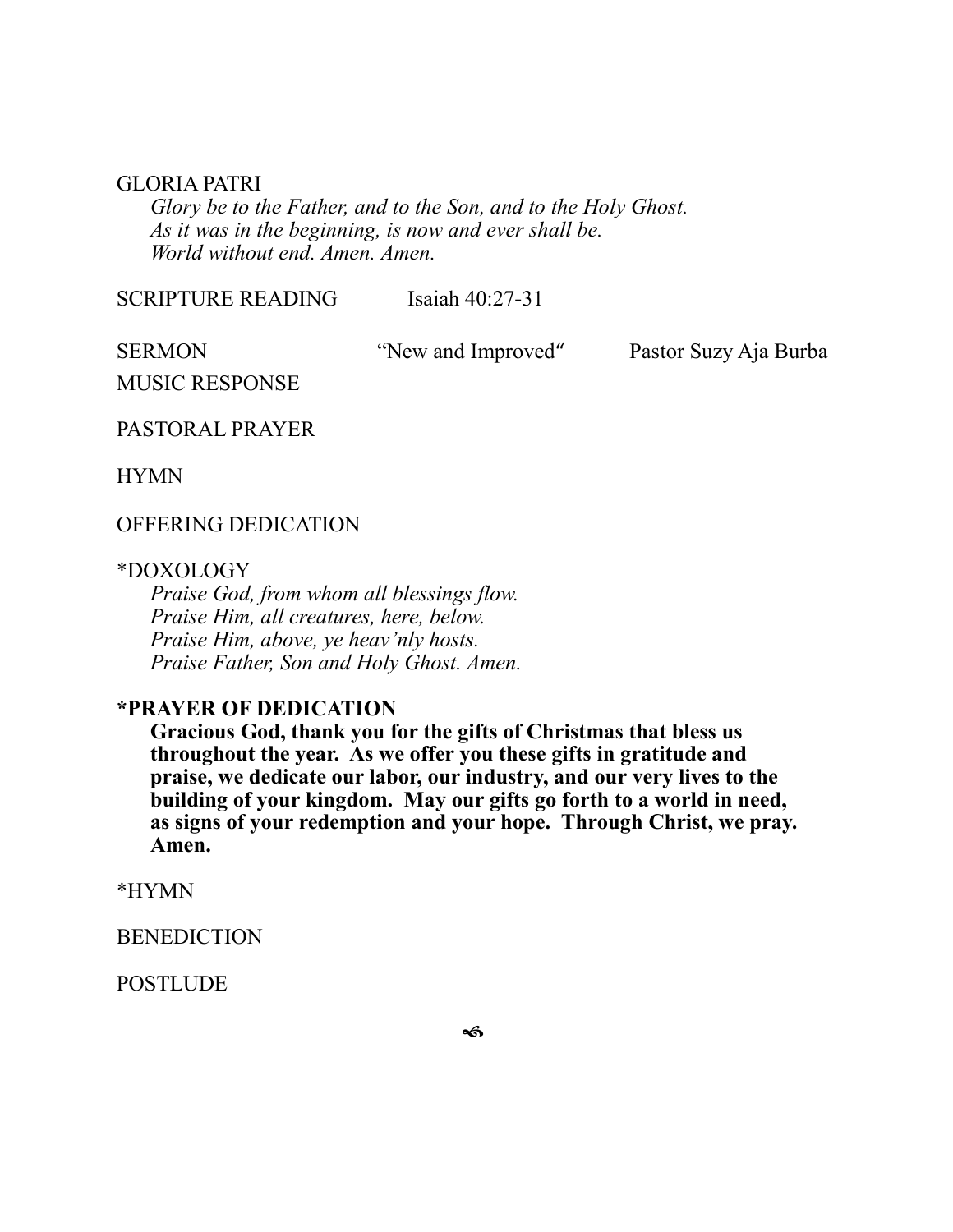GLORIA PATRI

*Glory be to the Father, and to the Son, and to the Holy Ghost.*
*As it was in the beginning, is now and ever shall be.*
*World without end. Amen. Amen.*

SCRIPTURE READING Isaiah 40:27-31

SERMON "New and Improved" Pastor Suzy Aja Burba

MUSIC RESPONSE

PASTORAL PRAYER

HYMN

OFFERING DEDICATION

*DOXOLOGY

*Praise God, from whom all blessings flow.*
*Praise Him, all creatures, here, below.*
*Praise Him, above, ye heav'nly hosts.*
*Praise Father, Son and Holy Ghost. Amen.*

**\*PRAYER OF DEDICATION**

**Gracious God, thank you for the gifts of Christmas that bless us throughout the year. As we offer you these gifts in gratitude and praise, we dedicate our labor, our industry, and our very lives to the building of your kingdom. May our gifts go forth to a world in need, as signs of your redemption and your hope. Through Christ, we pray. Amen.**

*HYMN

BENEDICTION

POSTLUDE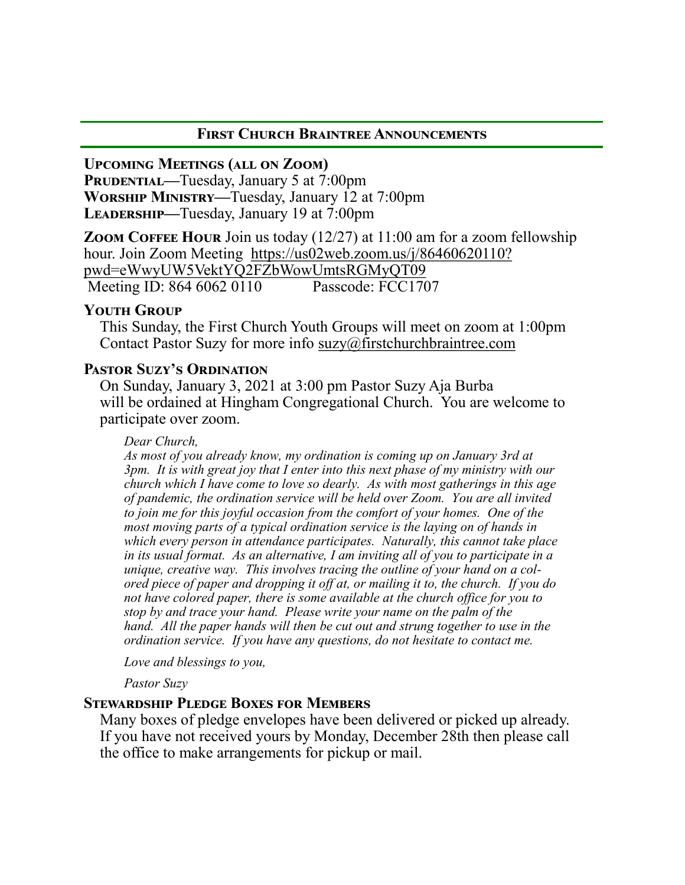## First Church Braintree Announcements

### Upcoming Meetings (all on Zoom)

**Prudential**—Tuesday, January 5 at 7:00pm
**Worship Ministry**—Tuesday, January 12 at 7:00pm
**Leadership**—Tuesday, January 19 at 7:00pm

**Zoom Coffee Hour** Join us today (12/27) at 11:00 am for a zoom fellowship hour. Join Zoom Meeting https://us02web.zoom.us/j/86460620110?pwd=eWwyUW5VektYQ2FZbWowUmtsRGMyQT09
Meeting ID: 864 6062 0110 Passcode: FCC1707

### Youth Group

This Sunday, the First Church Youth Groups will meet on zoom at 1:00pm Contact Pastor Suzy for more info suzy@firstchurchbraintree.com

### Pastor Suzy's Ordination

On Sunday, January 3, 2021 at 3:00 pm Pastor Suzy Aja Burba will be ordained at Hingham Congregational Church. You are welcome to participate over zoom.

*Dear Church,*
*As most of you already know, my ordination is coming up on January 3rd at 3pm. It is with great joy that I enter into this next phase of my ministry with our church which I have come to love so dearly. As with most gatherings in this age of pandemic, the ordination service will be held over Zoom. You are all invited to join me for this joyful occasion from the comfort of your homes. One of the most moving parts of a typical ordination service is the laying on of hands in which every person in attendance participates. Naturally, this cannot take place in its usual format. As an alternative, I am inviting all of you to participate in a unique, creative way. This involves tracing the outline of your hand on a colored piece of paper and dropping it off at, or mailing it to, the church. If you do not have colored paper, there is some available at the church office for you to stop by and trace your hand. Please write your name on the palm of the hand. All the paper hands will then be cut out and strung together to use in the ordination service. If you have any questions, do not hesitate to contact me.*

*Love and blessings to you,*

*Pastor Suzy*

### Stewardship Pledge Boxes for Members

Many boxes of pledge envelopes have been delivered or picked up already. If you have not received yours by Monday, December 28th then please call the office to make arrangements for pickup or mail.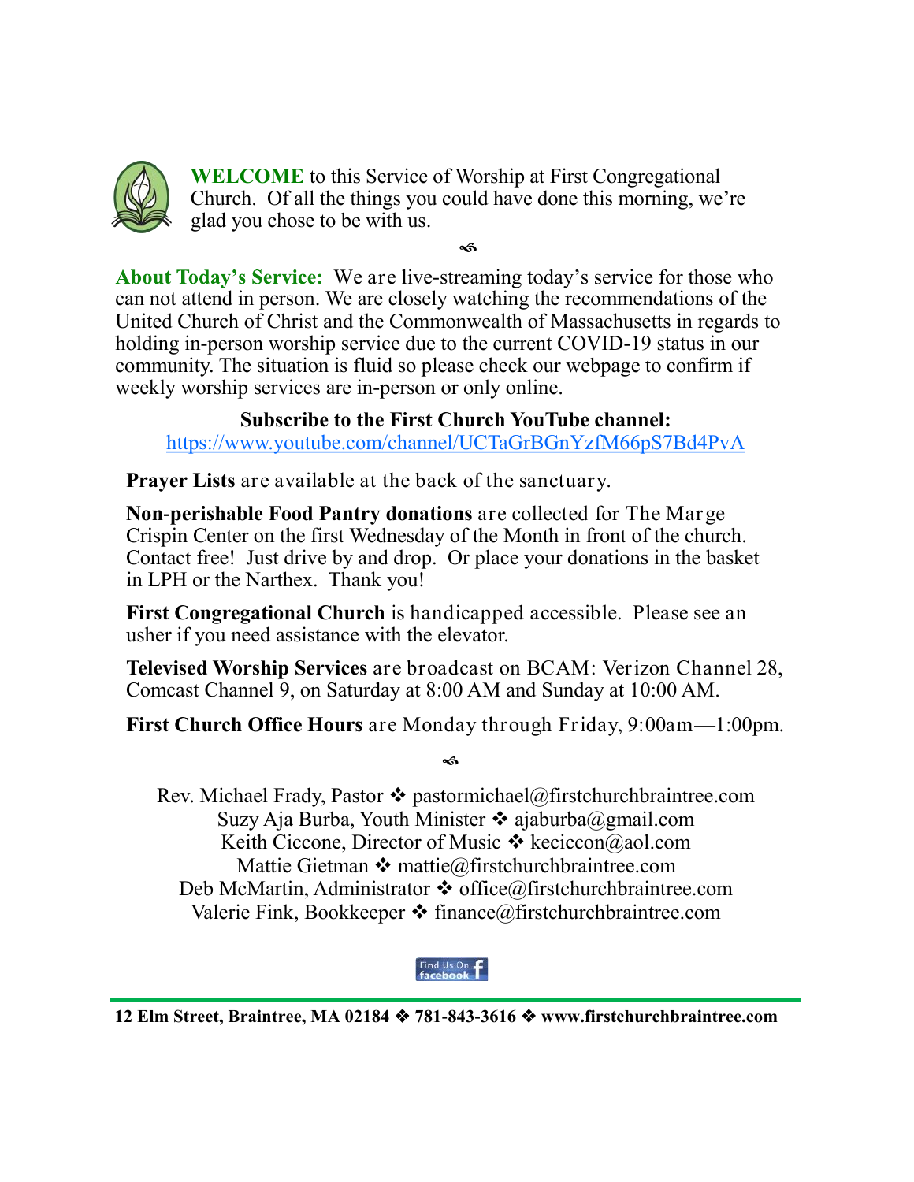**WELCOME** to this Service of Worship at First Congregational Church. Of all the things you could have done this morning, we're glad you chose to be with us.

**About Today's Service:** We are live-streaming today's service for those who can not attend in person. We are closely watching the recommendations of the United Church of Christ and the Commonwealth of Massachusetts in regards to holding in-person worship service due to the current COVID-19 status in our community. The situation is fluid so please check our webpage to confirm if weekly worship services are in-person or only online.

**Subscribe to the First Church YouTube channel:**
https://www.youtube.com/channel/UCTaGrBGnYzfM66pS7Bd4PvA

**Prayer Lists** are available at the back of the sanctuary.

**Non-perishable Food Pantry donations** are collected for The Marge Crispin Center on the first Wednesday of the Month in front of the church. Contact free! Just drive by and drop. Or place your donations in the basket in LPH or the Narthex. Thank you!

**First Congregational Church** is handicapped accessible. Please see an usher if you need assistance with the elevator.

**Televised Worship Services** are broadcast on BCAM: Verizon Channel 28, Comcast Channel 9, on Saturday at 8:00 AM and Sunday at 10:00 AM.

**First Church Office Hours** are Monday through Friday, 9:00am—1:00pm.

Rev. Michael Frady, Pastor ❖ pastormichael@firstchurchbraintree.com
Suzy Aja Burba, Youth Minister ❖ ajaburba@gmail.com
Keith Ciccone, Director of Music ❖ keciccon@aol.com
Mattie Gietman ❖ mattie@firstchurchbraintree.com
Deb McMartin, Administrator ❖ office@firstchurchbraintree.com
Valerie Fink, Bookkeeper ❖ finance@firstchurchbraintree.com

Find Us On facebook

**12 Elm Street, Braintree, MA 02184 ❖ 781-843-3616 ❖ www.firstchurchbraintree.com**